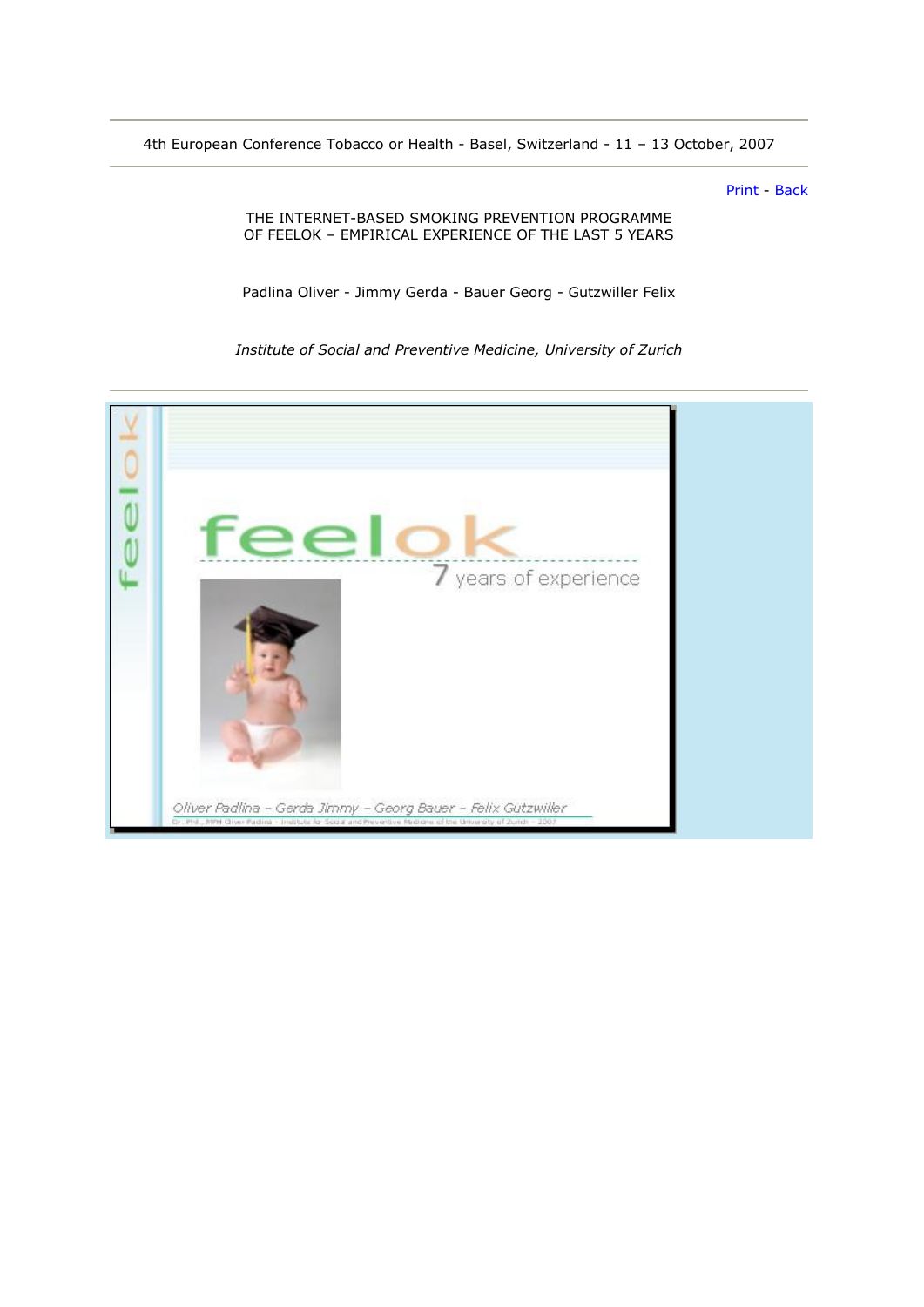4th European Conference Tobacco or Health - Basel, Switzerland - 11 – 13 October, 2007

Print - Back

# THE INTERNET-BASED SMOKING PREVENTION PROGRAMME OF FEELOK – EMPIRICAL EXPERIENCE OF THE LAST 5 YEARS

Padlina Oliver - Jimmy Gerda - Bauer Georg - Gutzwiller Felix

*Institute of Social and Preventive Medicine, University of Zurich*

feelok

feelok

7 years of experience

Oliver Padlina – Gerda Jimmy – Georg Bauer – Felix Gutzwiller

Dr. Phil., MPH Oliver Padlina · Institute for Social and Preventive Medicine of the University of Zurich · 2007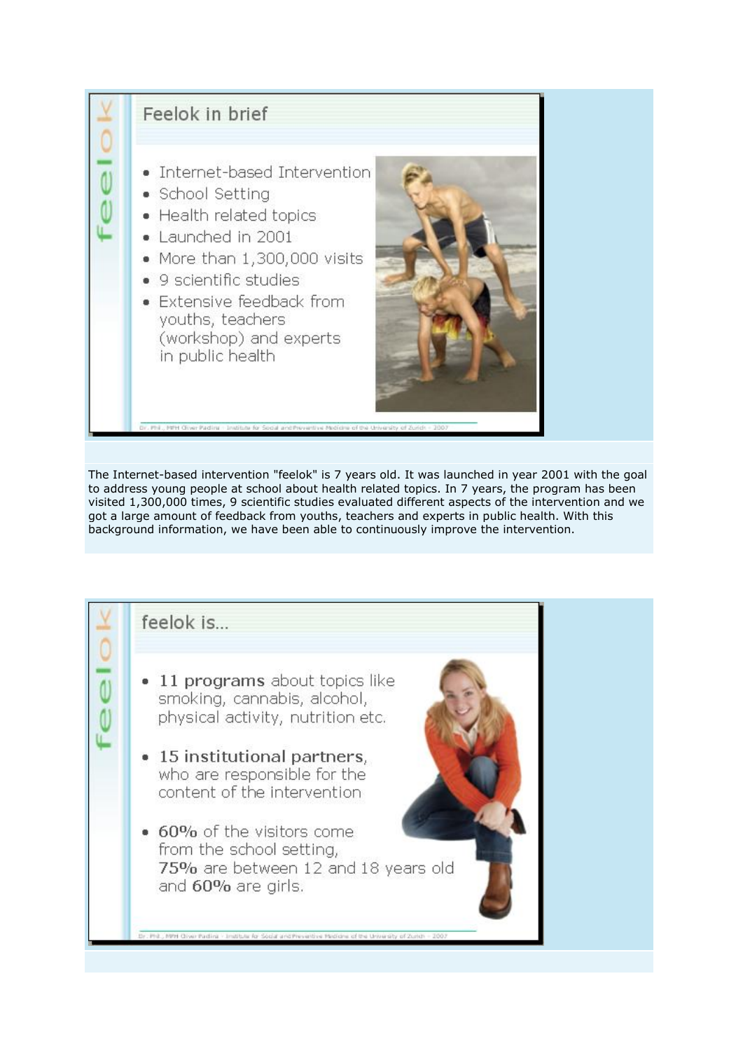## Feelok in brief

- Internet-based Intervention
- School Setting
- Health related topics
- Launched in 2001
- More than 1,300,000 visits
- 9 scientific studies
- Extensive feedback from youths, teachers (workshop) and experts in public health

The Internet-based intervention "feelok" is 7 years old. It was launched in year 2001 with the goal to address young people at school about health related topics. In 7 years, the program has been visited 1,300,000 times, 9 scientific studies evaluated different aspects of the intervention and we got a large amount of feedback from youths, teachers and experts in public health. With this background information, we have been able to continuously improve the intervention.

## feelok is...

- **11 programs** about topics like smoking, cannabis, alcohol, physical activity, nutrition etc.
- **15 institutional partners**, who are responsible for the content of the intervention
- **60%** of the visitors come from the school setting, **75%** are between 12 and 18 years old and **60%** are girls.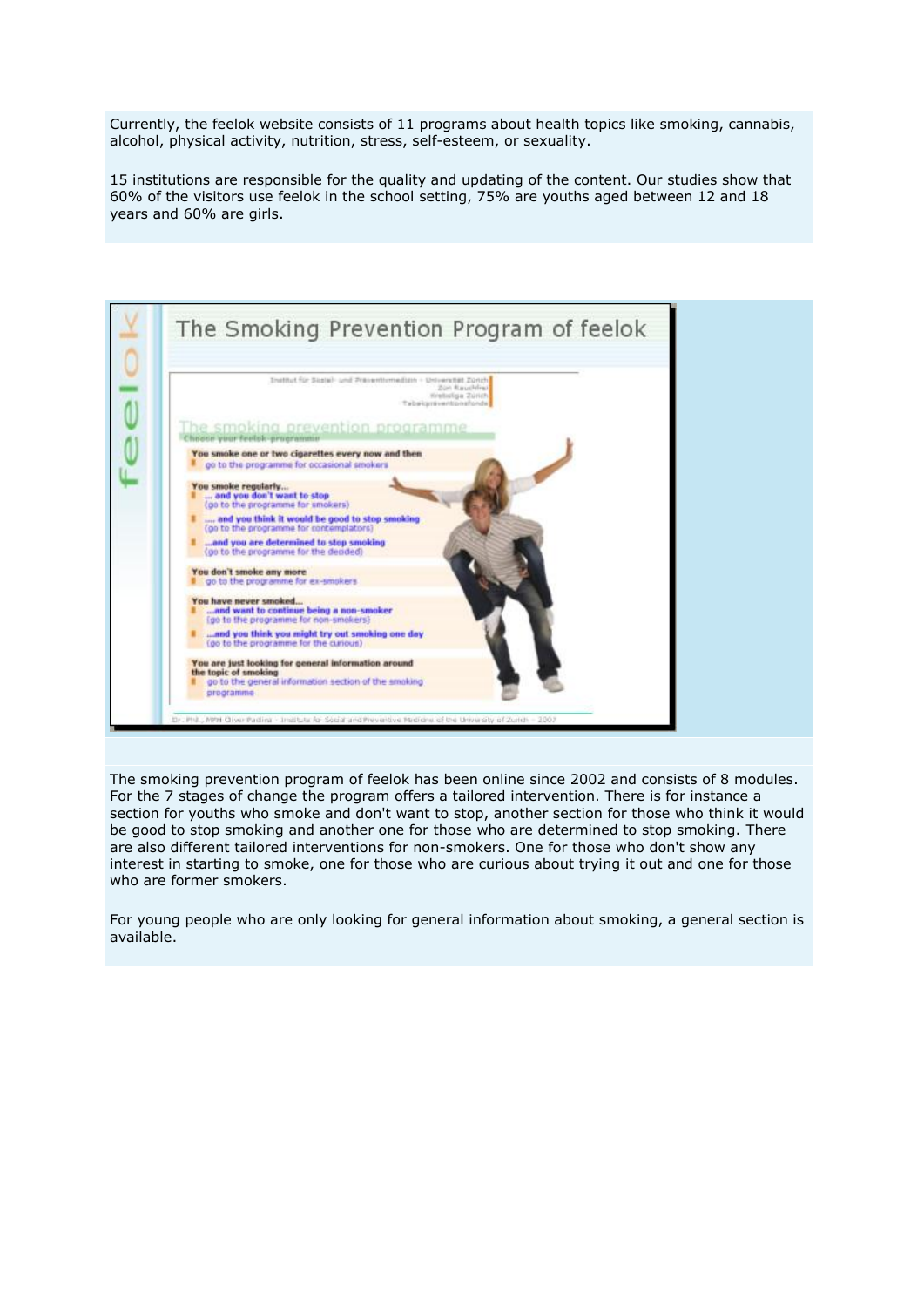Currently, the feelok website consists of 11 programs about health topics like smoking, cannabis, alcohol, physical activity, nutrition, stress, self-esteem, or sexuality.

15 institutions are responsible for the quality and updating of the content. Our studies show that 60% of the visitors use feelok in the school setting, 75% are youths aged between 12 and 18 years and 60% are girls.

The Smoking Prevention Program of feelok

The smoking prevention program of feelok has been online since 2002 and consists of 8 modules. For the 7 stages of change the program offers a tailored intervention. There is for instance a section for youths who smoke and don't want to stop, another section for those who think it would be good to stop smoking and another one for those who are determined to stop smoking. There are also different tailored interventions for non-smokers. One for those who don't show any interest in starting to smoke, one for those who are curious about trying it out and one for those who are former smokers.

For young people who are only looking for general information about smoking, a general section is available.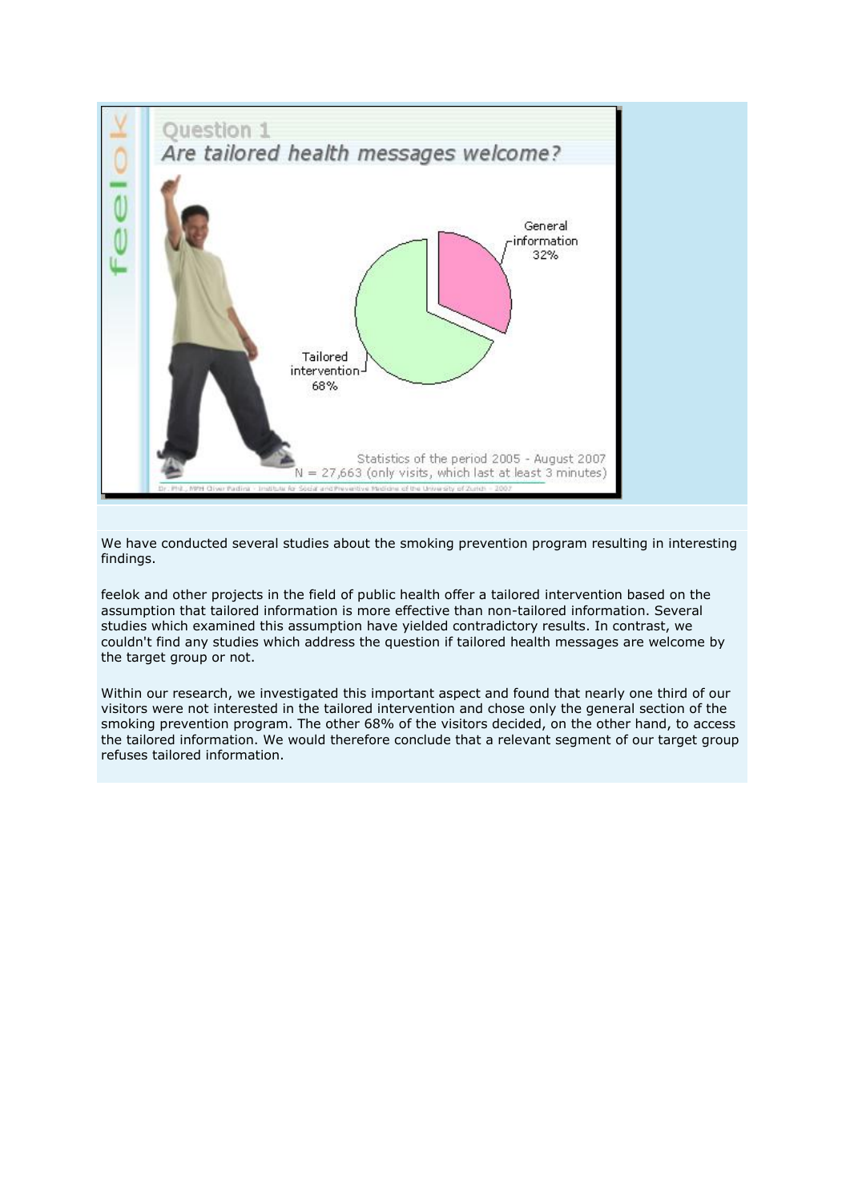Question 1

*Are tailored health messages welcome?*

General information 32%

Tailored intervention 68%

Statistics of the period 2005 - August 2007
N = 27,663 (only visits, which last at least 3 minutes)

We have conducted several studies about the smoking prevention program resulting in interesting findings.

feelok and other projects in the field of public health offer a tailored intervention based on the assumption that tailored information is more effective than non-tailored information. Several studies which examined this assumption have yielded contradictory results. In contrast, we couldn't find any studies which address the question if tailored health messages are welcome by the target group or not.

Within our research, we investigated this important aspect and found that nearly one third of our visitors were not interested in the tailored intervention and chose only the general section of the smoking prevention program. The other 68% of the visitors decided, on the other hand, to access the tailored information. We would therefore conclude that a relevant segment of our target group refuses tailored information.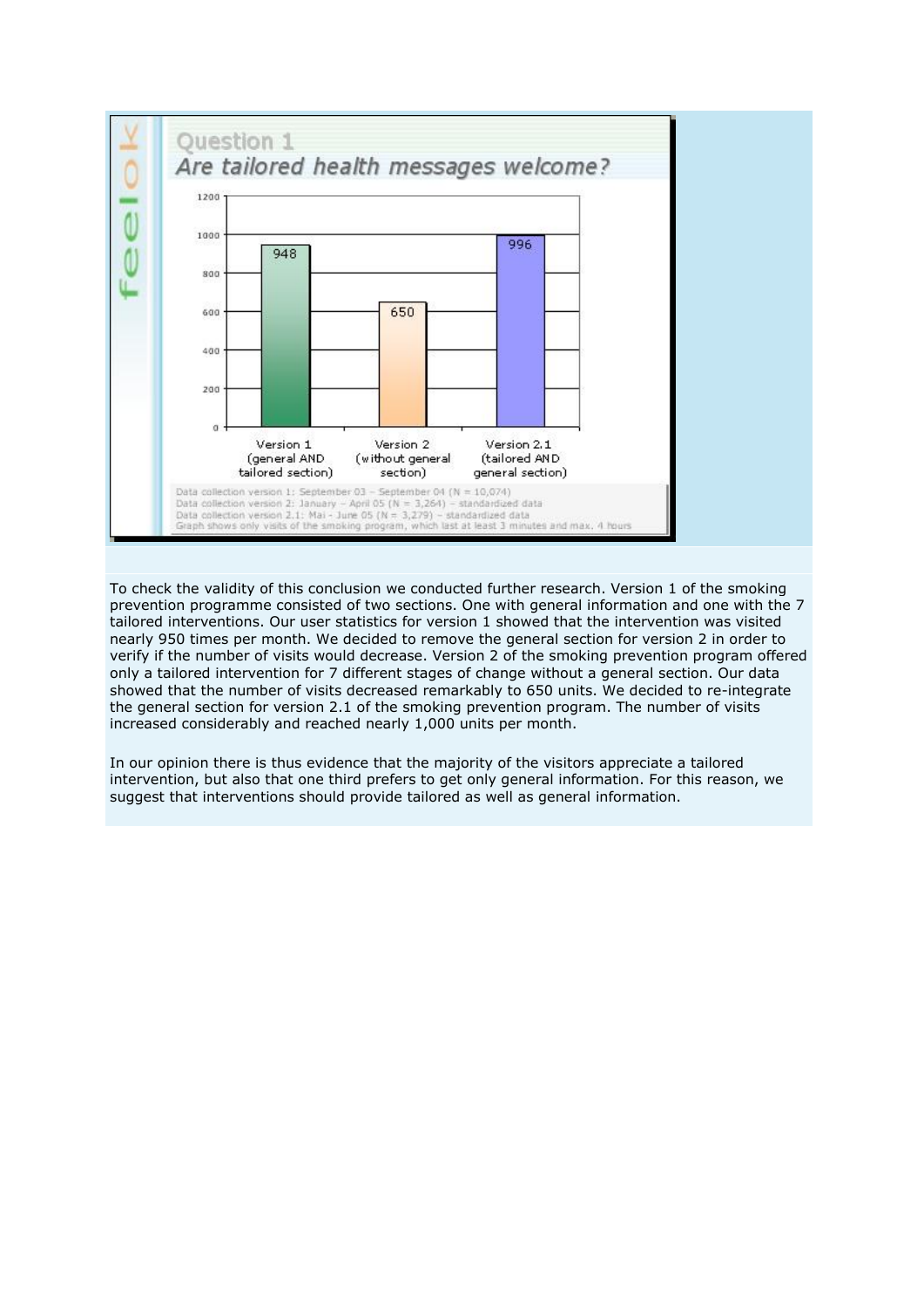Question 1

*Are tailored health messages welcome?*

| | Version 1 (general AND tailored section) | Version 2 (without general section) | Version 2.1 (tailored AND general section) |
|---|---|---|---|
| Visits | 948 | 650 | 996 |

Data collection version 1: September 03 – September 04 (N = 10,074)
Data collection version 2: January – April 05 (N = 3,264) – standardized data
Data collection version 2.1: Mai - June 05 (N = 3,279) – standardized data
Graph shows only visits of the smoking program, which last at least 3 minutes and max. 4 hours

To check the validity of this conclusion we conducted further research. Version 1 of the smoking prevention programme consisted of two sections. One with general information and one with the 7 tailored interventions. Our user statistics for version 1 showed that the intervention was visited nearly 950 times per month. We decided to remove the general section for version 2 in order to verify if the number of visits would decrease. Version 2 of the smoking prevention program offered only a tailored intervention for 7 different stages of change without a general section. Our data showed that the number of visits decreased remarkably to 650 units. We decided to re-integrate the general section for version 2.1 of the smoking prevention program. The number of visits increased considerably and reached nearly 1,000 units per month.

In our opinion there is thus evidence that the majority of the visitors appreciate a tailored intervention, but also that one third prefers to get only general information. For this reason, we suggest that interventions should provide tailored as well as general information.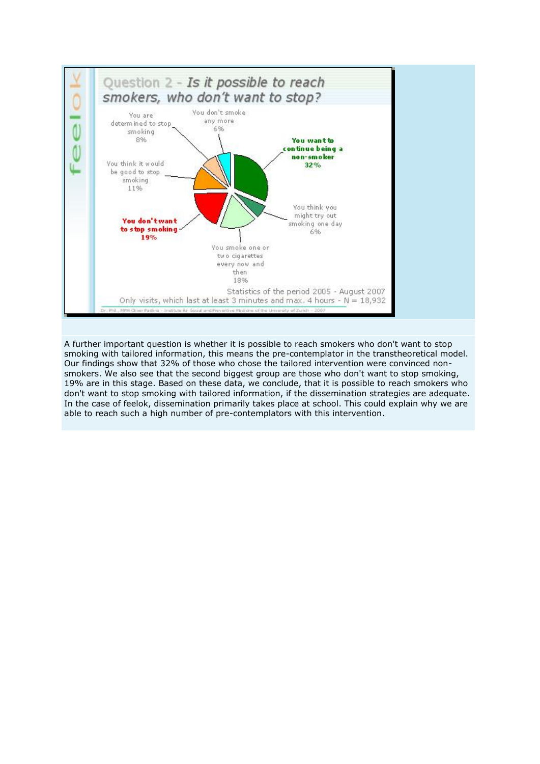## Question 2 - *Is it possible to reach smokers, who don't want to stop?*

- You want to continue being a non-smoker: 32%
- You think you might try out smoking one day: 6%
- You smoke one or two cigarettes every now and then: 18%
- You don't want to stop smoking: 19%
- You think it would be good to stop smoking: 11%
- You are determined to stop smoking: 8%
- You don't smoke any more: 6%

Statistics of the period 2005 - August 2007
Only visits, which last at least 3 minutes and max. 4 hours - N = 18,932

Dr. Phil., MPH Oliver Padlina - Institute for Social and Preventive Medicine of the University of Zurich - 2007

A further important question is whether it is possible to reach smokers who don't want to stop smoking with tailored information, this means the pre-contemplator in the transtheoretical model. Our findings show that 32% of those who chose the tailored intervention were convinced non-smokers. We also see that the second biggest group are those who don't want to stop smoking, 19% are in this stage. Based on these data, we conclude, that it is possible to reach smokers who don't want to stop smoking with tailored information, if the dissemination strategies are adequate. In the case of feelok, dissemination primarily takes place at school. This could explain why we are able to reach such a high number of pre-contemplators with this intervention.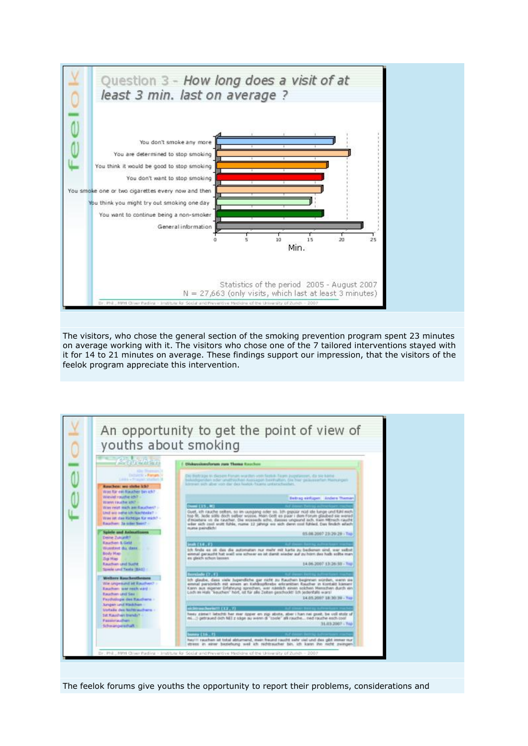## Question 3 - How long does a visit of at least 3 min. last on average ?

| | Min. |
|---|---|
| You don't smoke any more | ~19 |
| You are determined to stop smoking | ~21 |
| You think it would be good to stop smoking | ~18 |
| You don't want to stop smoking | ~17 |
| You smoke one or two cigarettes every now and then | ~17 |
| You think you might try out smoking one day | ~15 |
| You want to continue being a non-smoker | ~17 |
| General information | ~23 |

Statistics of the period 2005 - August 2007
N = 27,663 (only visits, which last at least 3 minutes)

Dr. Phil., MPH Oliver Padina - Institute for Social and Preventive Medicine of the University of Zurich - 2007

The visitors, who chose the general section of the smoking prevention program spent 23 minutes on average working with it. The visitors who chose one of the 7 tailored interventions stayed with it for 14 to 21 minutes on average. These findings support our impression, that the visitors of the feelok program appreciate this intervention.

## An opportunity to get the point of view of youths about smoking

Dr. Phil., MPH Oliver Padina - Institute for Social and Preventive Medicine of the University of Zurich - 2007

The feelok forums give youths the opportunity to report their problems, considerations and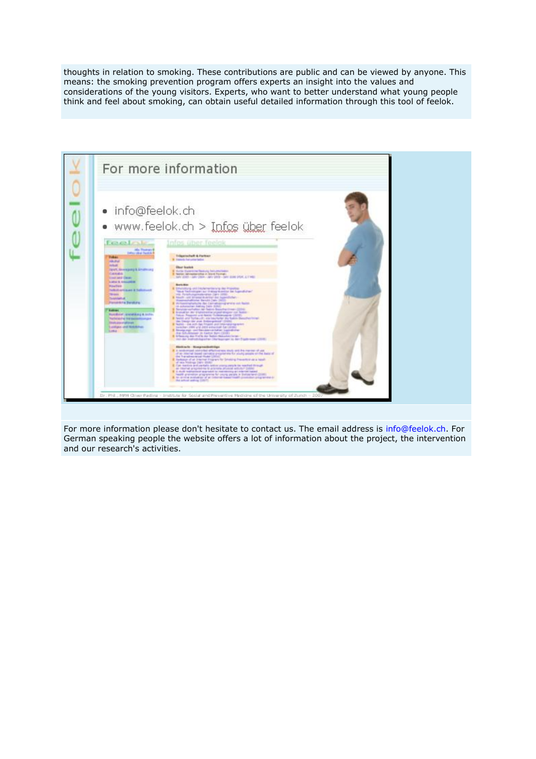thoughts in relation to smoking. These contributions are public and can be viewed by anyone. This means: the smoking prevention program offers experts an insight into the values and considerations of the young visitors. Experts, who want to better understand what young people think and feel about smoking, can obtain useful detailed information through this tool of feelok.

For more information please don't hesitate to contact us. The email address is info@feelok.ch. For German speaking people the website offers a lot of information about the project, the intervention and our research's activities.